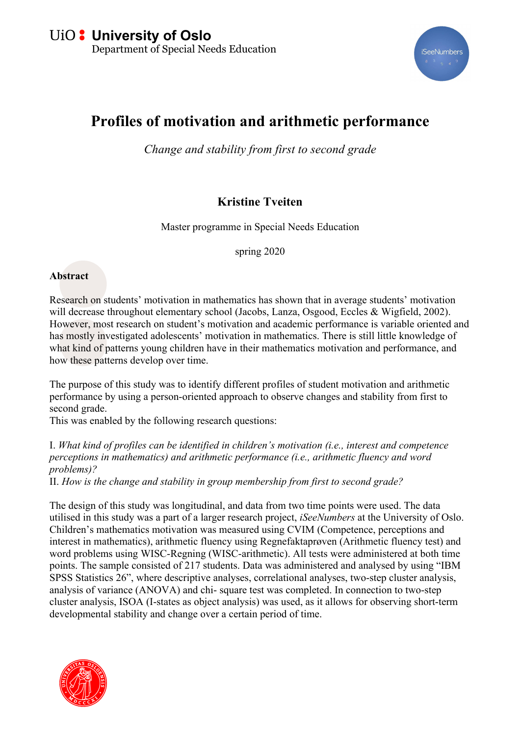UiO University of Oslo
Department of Special Needs Education

# Profiles of motivation and arithmetic performance

*Change and stability from first to second grade*

**Kristine Tveiten**

Master programme in Special Needs Education

spring 2020

**Abstract**

Research on students' motivation in mathematics has shown that in average students' motivation will decrease throughout elementary school (Jacobs, Lanza, Osgood, Eccles & Wigfield, 2002). However, most research on student's motivation and academic performance is variable oriented and has mostly investigated adolescents' motivation in mathematics. There is still little knowledge of what kind of patterns young children have in their mathematics motivation and performance, and how these patterns develop over time.

The purpose of this study was to identify different profiles of student motivation and arithmetic performance by using a person-oriented approach to observe changes and stability from first to second grade.
This was enabled by the following research questions:

I. *What kind of profiles can be identified in children's motivation (i.e., interest and competence perceptions in mathematics) and arithmetic performance (i.e., arithmetic fluency and word problems)?*
II. *How is the change and stability in group membership from first to second grade?*

The design of this study was longitudinal, and data from two time points were used. The data utilised in this study was a part of a larger research project, *iSeeNumbers* at the University of Oslo. Children's mathematics motivation was measured using CVIM (Competence, perceptions and interest in mathematics), arithmetic fluency using Regnefaktaprøven (Arithmetic fluency test) and word problems using WISC-Regning (WISC-arithmetic). All tests were administered at both time points. The sample consisted of 217 students. Data was administered and analysed by using "IBM SPSS Statistics 26", where descriptive analyses, correlational analyses, two-step cluster analysis, analysis of variance (ANOVA) and chi- square test was completed. In connection to two-step cluster analysis, ISOA (I-states as object analysis) was used, as it allows for observing short-term developmental stability and change over a certain period of time.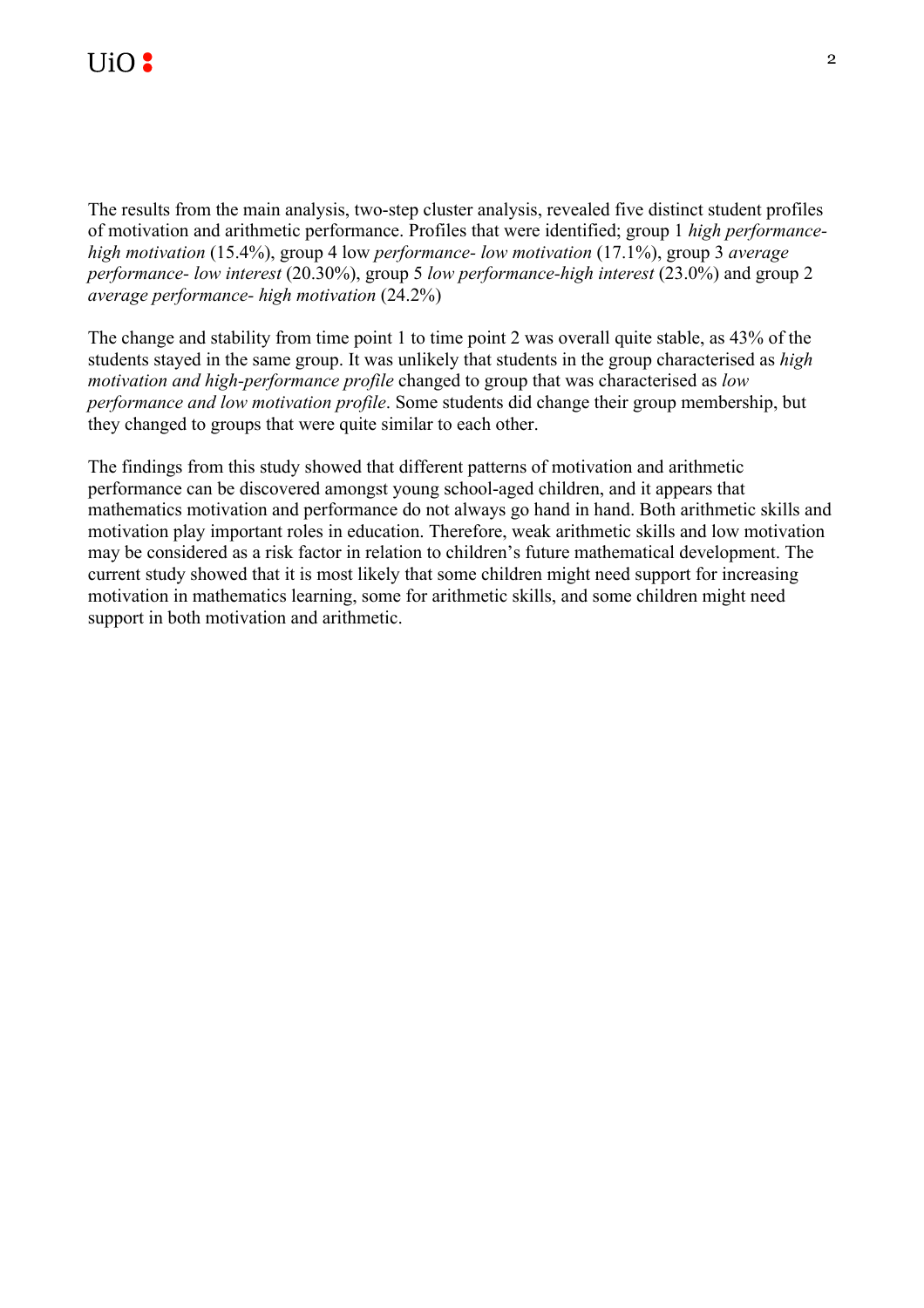The results from the main analysis, two-step cluster analysis, revealed five distinct student profiles of motivation and arithmetic performance. Profiles that were identified; group 1 *high performance-high motivation* (15.4%), group 4 low *performance- low motivation* (17.1%), group 3 *average performance- low interest* (20.30%), group 5 *low performance-high interest* (23.0%) and group 2 *average performance- high motivation* (24.2%)

The change and stability from time point 1 to time point 2 was overall quite stable, as 43% of the students stayed in the same group. It was unlikely that students in the group characterised as *high motivation and high-performance profile* changed to group that was characterised as *low performance and low motivation profile*. Some students did change their group membership, but they changed to groups that were quite similar to each other.

The findings from this study showed that different patterns of motivation and arithmetic performance can be discovered amongst young school-aged children, and it appears that mathematics motivation and performance do not always go hand in hand. Both arithmetic skills and motivation play important roles in education. Therefore, weak arithmetic skills and low motivation may be considered as a risk factor in relation to children's future mathematical development. The current study showed that it is most likely that some children might need support for increasing motivation in mathematics learning, some for arithmetic skills, and some children might need support in both motivation and arithmetic.